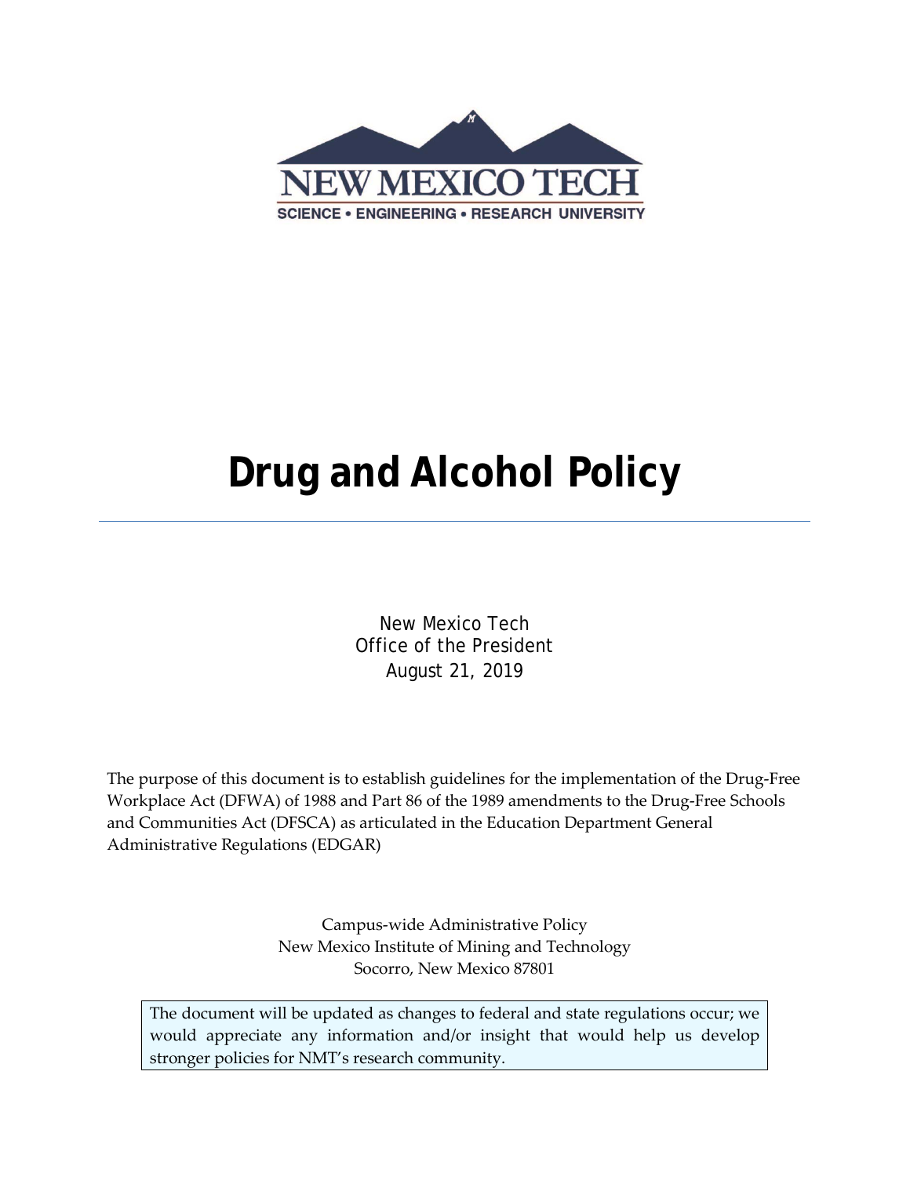NEW MEXICO TECH

SCIENCE • ENGINEERING • RESEARCH UNIVERSITY

# Drug and Alcohol Policy

New Mexico Tech
Office of the President
August 21, 2019

The purpose of this document is to establish guidelines for the implementation of the Drug-Free Workplace Act (DFWA) of 1988 and Part 86 of the 1989 amendments to the Drug-Free Schools and Communities Act (DFSCA) as articulated in the Education Department General Administrative Regulations (EDGAR)

Campus-wide Administrative Policy
New Mexico Institute of Mining and Technology
Socorro, New Mexico 87801

The document will be updated as changes to federal and state regulations occur; we would appreciate any information and/or insight that would help us develop stronger policies for NMT's research community.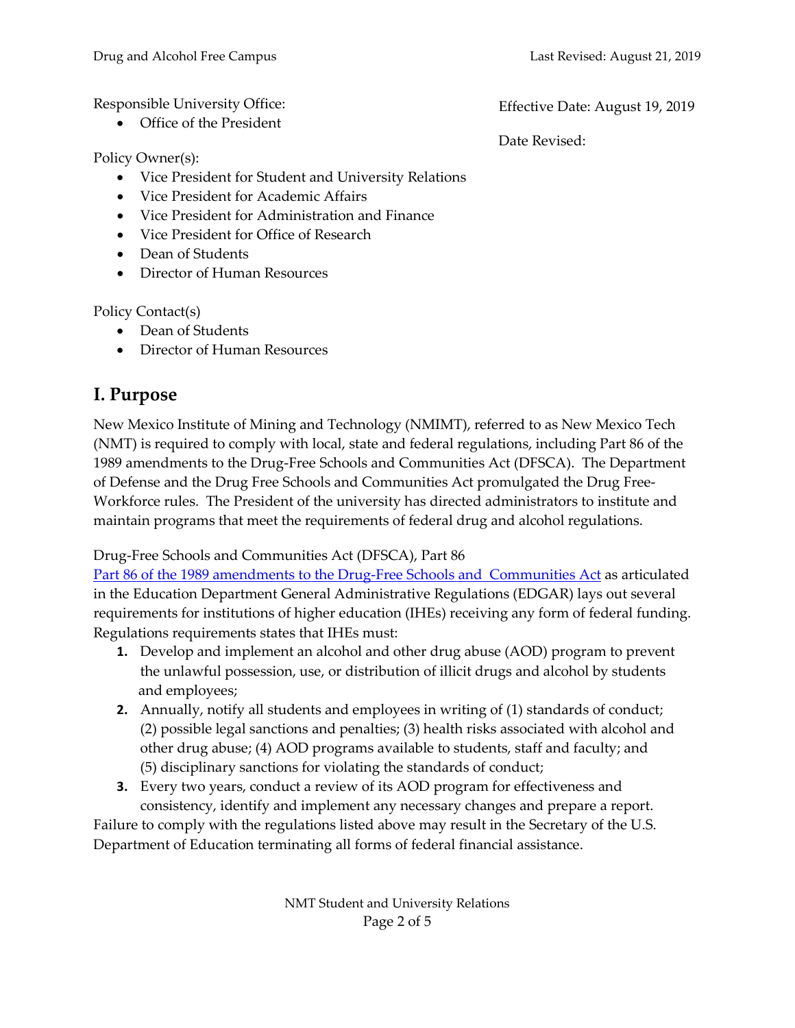Responsible University Office:

- Office of the President

Effective Date: August 19, 2019

Date Revised:

Policy Owner(s):

- Vice President for Student and University Relations
- Vice President for Academic Affairs
- Vice President for Administration and Finance
- Vice President for Office of Research
- Dean of Students
- Director of Human Resources

Policy Contact(s)

- Dean of Students
- Director of Human Resources

## I. Purpose

New Mexico Institute of Mining and Technology (NMIMT), referred to as New Mexico Tech (NMT) is required to comply with local, state and federal regulations, including Part 86 of the 1989 amendments to the Drug-Free Schools and Communities Act (DFSCA). The Department of Defense and the Drug Free Schools and Communities Act promulgated the Drug Free-Workforce rules. The President of the university has directed administrators to institute and maintain programs that meet the requirements of federal drug and alcohol regulations.

Drug-Free Schools and Communities Act (DFSCA), Part 86

Part 86 of the 1989 amendments to the Drug-Free Schools and Communities Act as articulated in the Education Department General Administrative Regulations (EDGAR) lays out several requirements for institutions of higher education (IHEs) receiving any form of federal funding. Regulations requirements states that IHEs must:

1. Develop and implement an alcohol and other drug abuse (AOD) program to prevent the unlawful possession, use, or distribution of illicit drugs and alcohol by students and employees;
2. Annually, notify all students and employees in writing of (1) standards of conduct; (2) possible legal sanctions and penalties; (3) health risks associated with alcohol and other drug abuse; (4) AOD programs available to students, staff and faculty; and (5) disciplinary sanctions for violating the standards of conduct;
3. Every two years, conduct a review of its AOD program for effectiveness and consistency, identify and implement any necessary changes and prepare a report.

Failure to comply with the regulations listed above may result in the Secretary of the U.S. Department of Education terminating all forms of federal financial assistance.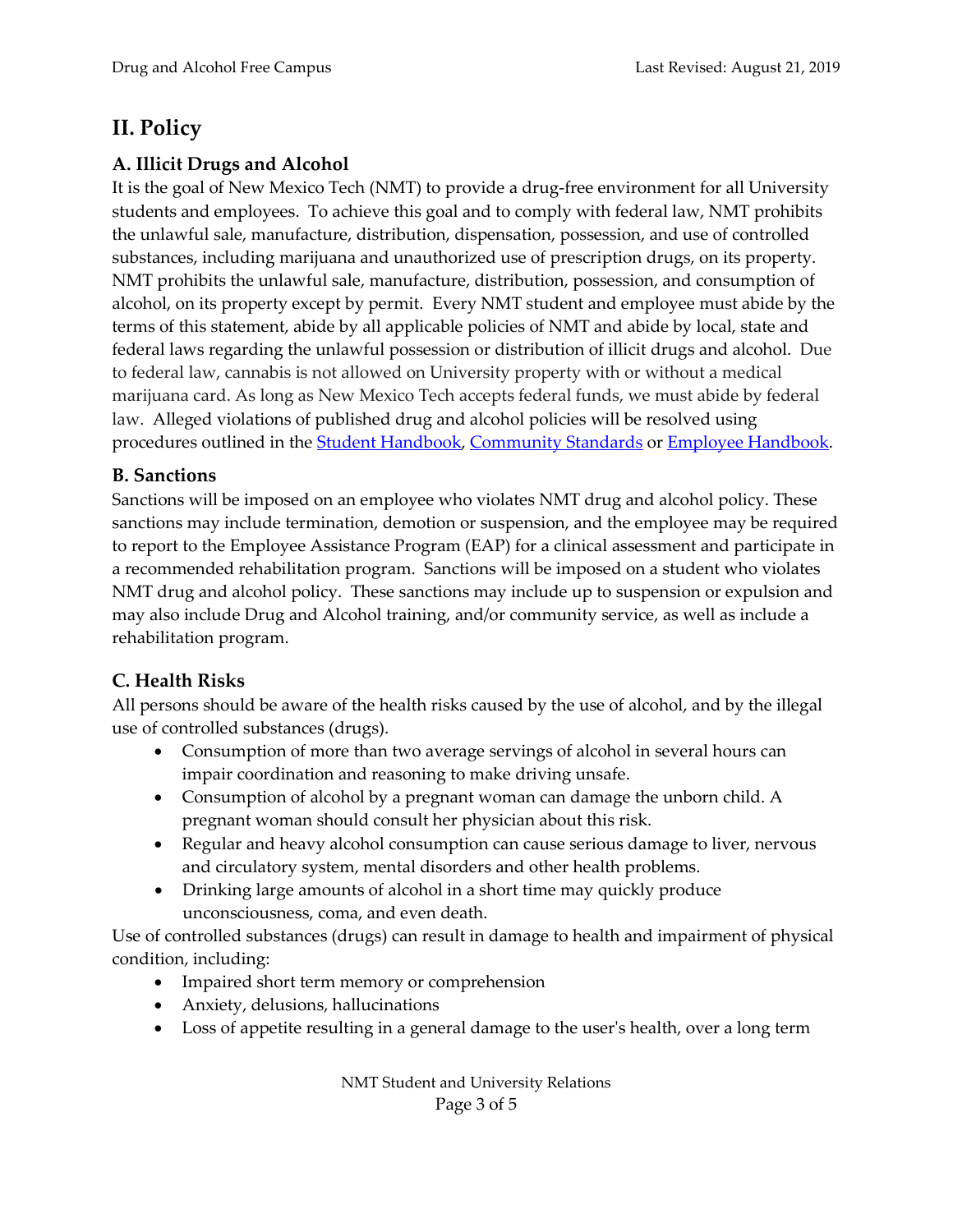# II. Policy

## A. Illicit Drugs and Alcohol

It is the goal of New Mexico Tech (NMT) to provide a drug-free environment for all University students and employees. To achieve this goal and to comply with federal law, NMT prohibits the unlawful sale, manufacture, distribution, dispensation, possession, and use of controlled substances, including marijuana and unauthorized use of prescription drugs, on its property. NMT prohibits the unlawful sale, manufacture, distribution, possession, and consumption of alcohol, on its property except by permit. Every NMT student and employee must abide by the terms of this statement, abide by all applicable policies of NMT and abide by local, state and federal laws regarding the unlawful possession or distribution of illicit drugs and alcohol. Due to federal law, cannabis is not allowed on University property with or without a medical marijuana card. As long as New Mexico Tech accepts federal funds, we must abide by federal law. Alleged violations of published drug and alcohol policies will be resolved using procedures outlined in the Student Handbook, Community Standards or Employee Handbook.

## B. Sanctions

Sanctions will be imposed on an employee who violates NMT drug and alcohol policy. These sanctions may include termination, demotion or suspension, and the employee may be required to report to the Employee Assistance Program (EAP) for a clinical assessment and participate in a recommended rehabilitation program. Sanctions will be imposed on a student who violates NMT drug and alcohol policy. These sanctions may include up to suspension or expulsion and may also include Drug and Alcohol training, and/or community service, as well as include a rehabilitation program.

## C. Health Risks

All persons should be aware of the health risks caused by the use of alcohol, and by the illegal use of controlled substances (drugs).

- Consumption of more than two average servings of alcohol in several hours can impair coordination and reasoning to make driving unsafe.
- Consumption of alcohol by a pregnant woman can damage the unborn child. A pregnant woman should consult her physician about this risk.
- Regular and heavy alcohol consumption can cause serious damage to liver, nervous and circulatory system, mental disorders and other health problems.
- Drinking large amounts of alcohol in a short time may quickly produce unconsciousness, coma, and even death.

Use of controlled substances (drugs) can result in damage to health and impairment of physical condition, including:

- Impaired short term memory or comprehension
- Anxiety, delusions, hallucinations
- Loss of appetite resulting in a general damage to the user's health, over a long term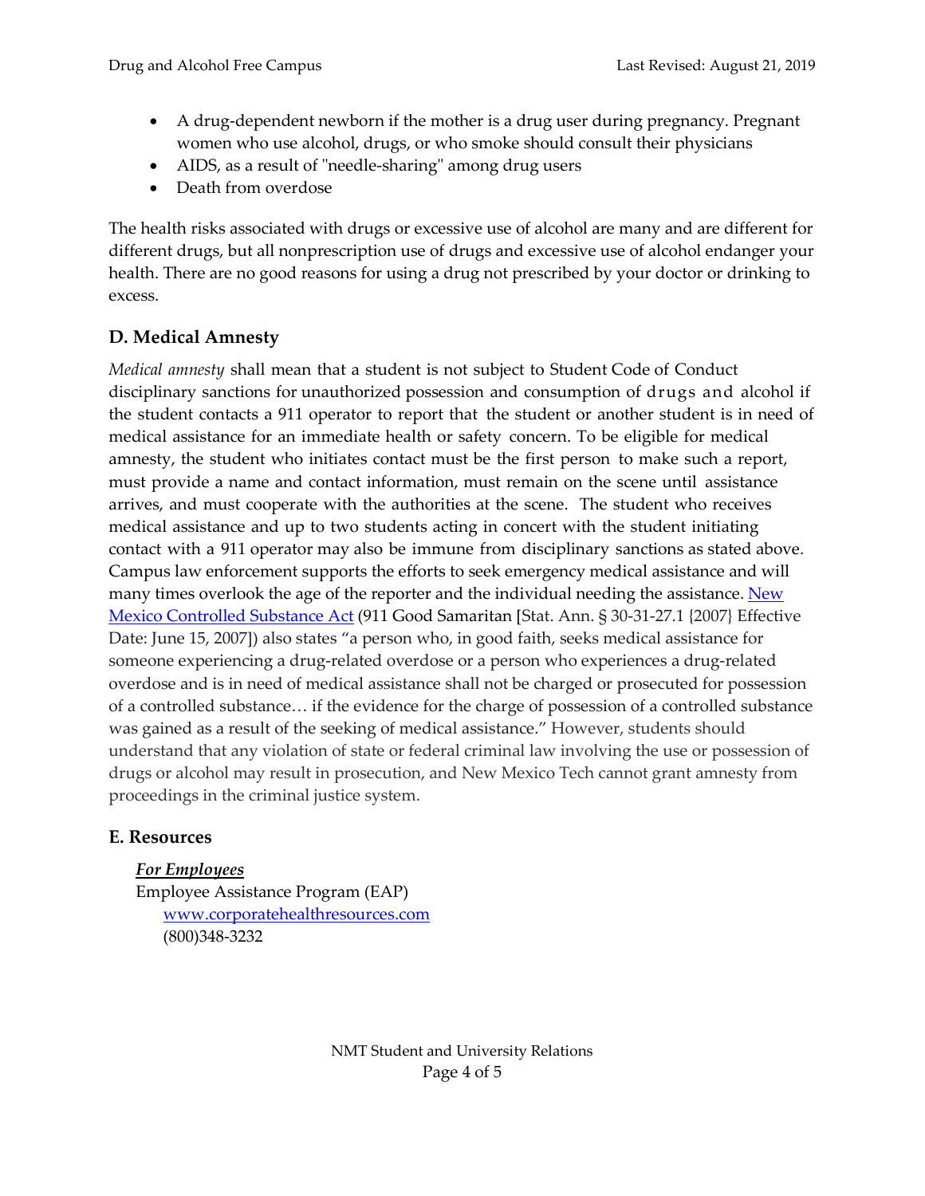- A drug-dependent newborn if the mother is a drug user during pregnancy. Pregnant women who use alcohol, drugs, or who smoke should consult their physicians
- AIDS, as a result of "needle-sharing" among drug users
- Death from overdose

The health risks associated with drugs or excessive use of alcohol are many and are different for different drugs, but all nonprescription use of drugs and excessive use of alcohol endanger your health. There are no good reasons for using a drug not prescribed by your doctor or drinking to excess.

## D. Medical Amnesty

*Medical amnesty* shall mean that a student is not subject to Student Code of Conduct disciplinary sanctions for unauthorized possession and consumption of drugs and alcohol if the student contacts a 911 operator to report that the student or another student is in need of medical assistance for an immediate health or safety concern. To be eligible for medical amnesty, the student who initiates contact must be the first person to make such a report, must provide a name and contact information, must remain on the scene until assistance arrives, and must cooperate with the authorities at the scene. The student who receives medical assistance and up to two students acting in concert with the student initiating contact with a 911 operator may also be immune from disciplinary sanctions as stated above. Campus law enforcement supports the efforts to seek emergency medical assistance and will many times overlook the age of the reporter and the individual needing the assistance. New Mexico Controlled Substance Act (911 Good Samaritan [Stat. Ann. § 30-31-27.1 {2007} Effective Date: June 15, 2007]) also states "a person who, in good faith, seeks medical assistance for someone experiencing a drug-related overdose or a person who experiences a drug-related overdose and is in need of medical assistance shall not be charged or prosecuted for possession of a controlled substance… if the evidence for the charge of possession of a controlled substance was gained as a result of the seeking of medical assistance." However, students should understand that any violation of state or federal criminal law involving the use or possession of drugs or alcohol may result in prosecution, and New Mexico Tech cannot grant amnesty from proceedings in the criminal justice system.

## E. Resources

***For Employees***

Employee Assistance Program (EAP)
www.corporatehealthresources.com
(800)348-3232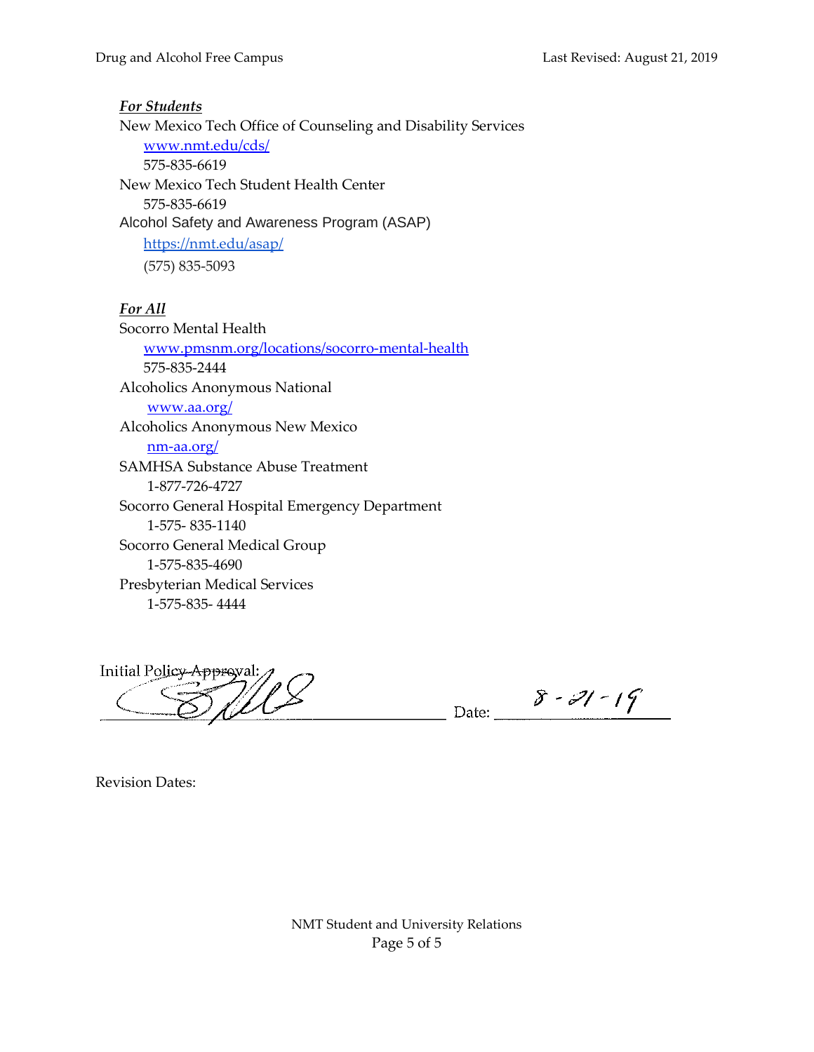***For Students***

New Mexico Tech Office of Counseling and Disability Services

www.nmt.edu/cds/

575-835-6619

New Mexico Tech Student Health Center

575-835-6619

Alcohol Safety and Awareness Program (ASAP)

https://nmt.edu/asap/

(575) 835-5093

***For All***

Socorro Mental Health

www.pmsnm.org/locations/socorro-mental-health

575-835-2444

Alcoholics Anonymous National

www.aa.org/

Alcoholics Anonymous New Mexico

nm-aa.org/

SAMHSA Substance Abuse Treatment

1-877-726-4727

Socorro General Hospital Emergency Department

1-575- 835-1140

Socorro General Medical Group

1-575-835-4690

Presbyterian Medical Services

1-575-835- 4444

Initial Policy Approval: ______________________ Date: 8-21-19

Revision Dates:

NMT Student and University Relations